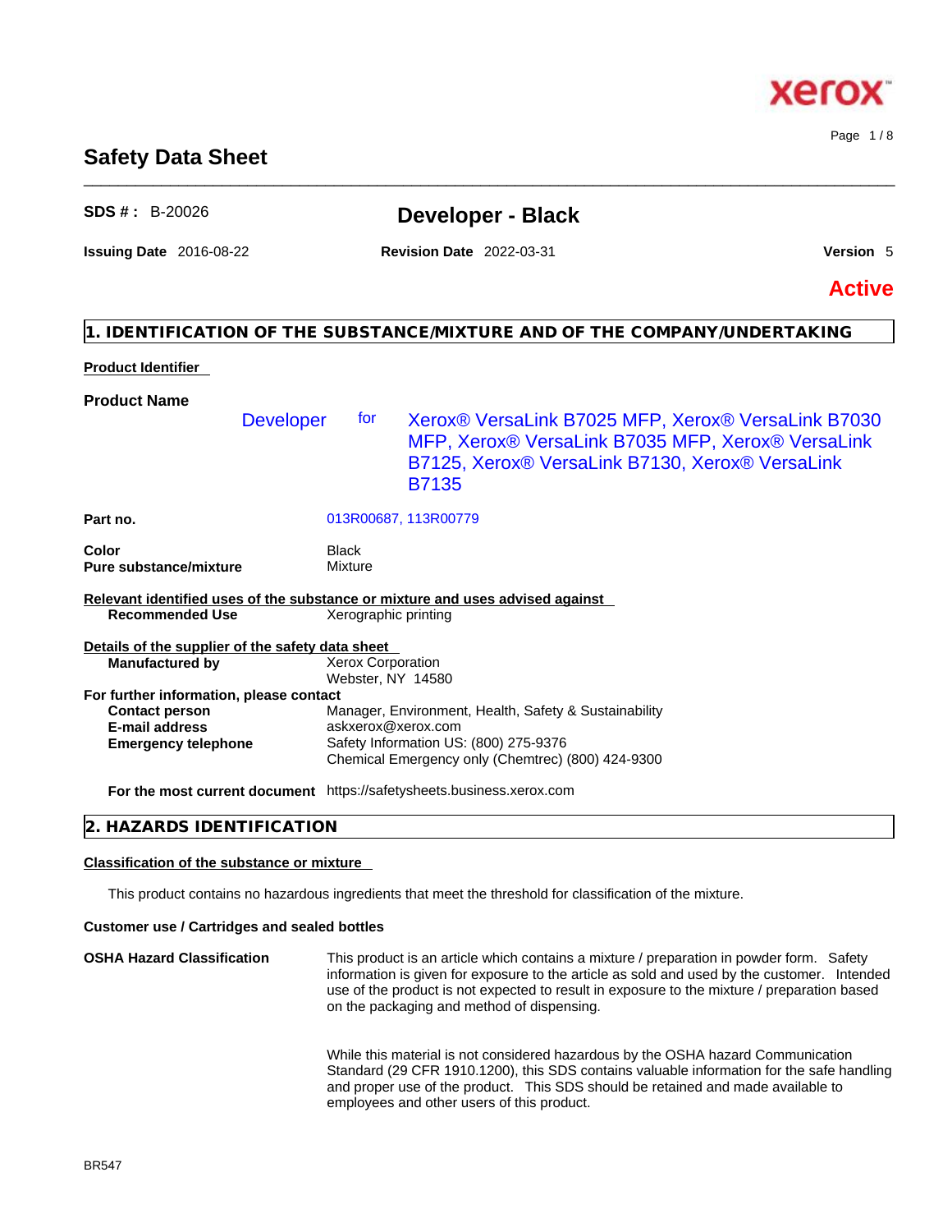xerox

# Safety Data Sheet

**SDS # :** B-20026

## Developer - Black

**Issuing Date** 2016-08-22 **Revision Date** 2022-03-31 **Version** 5

**Active**

## 1. IDENTIFICATION OF THE SUBSTANCE/MIXTURE AND OF THE COMPANY/UNDERTAKING

**Product Identifier**

**Product Name**

Developer for Xerox® VersaLink B7025 MFP, Xerox® VersaLink B7030 MFP, Xerox® VersaLink B7035 MFP, Xerox® VersaLink B7125, Xerox® VersaLink B7130, Xerox® VersaLink B7135

**Part no.** 013R00687, 113R00779

**Color** Black
**Pure substance/mixture** Mixture

**Relevant identified uses of the substance or mixture and uses advised against**
**Recommended Use** Xerographic printing

**Details of the supplier of the safety data sheet**
**Manufactured by** Xerox Corporation
Webster, NY 14580

**For further information, please contact**
**Contact person** Manager, Environment, Health, Safety & Sustainability
**E-mail address** askxerox@xerox.com
**Emergency telephone** Safety Information US: (800) 275-9376
Chemical Emergency only (Chemtrec) (800) 424-9300

**For the most current document** https://safetysheets.business.xerox.com

## 2. HAZARDS IDENTIFICATION

**Classification of the substance or mixture**

This product contains no hazardous ingredients that meet the threshold for classification of the mixture.

**Customer use / Cartridges and sealed bottles**

**OSHA Hazard Classification**

This product is an article which contains a mixture / preparation in powder form. Safety information is given for exposure to the article as sold and used by the customer. Intended use of the product is not expected to result in exposure to the mixture / preparation based on the packaging and method of dispensing.

While this material is not considered hazardous by the OSHA hazard Communication Standard (29 CFR 1910.1200), this SDS contains valuable information for the safe handling and proper use of the product. This SDS should be retained and made available to employees and other users of this product.

BR547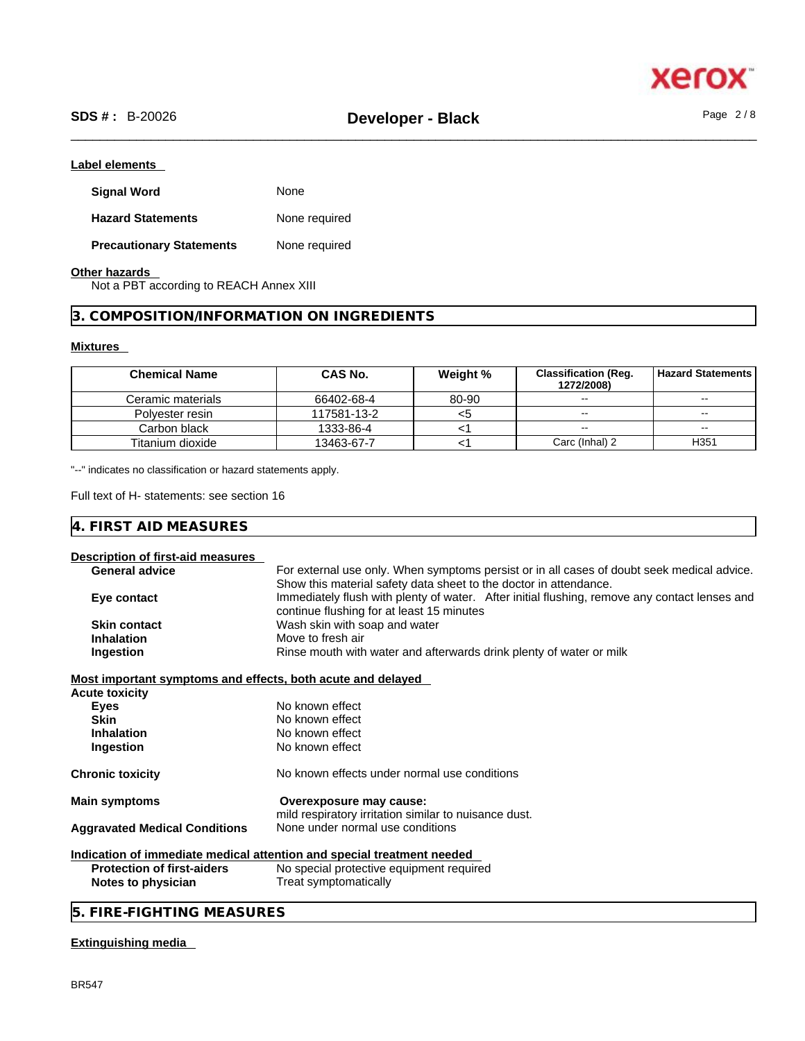#### Label elements

**Signal Word** None

**Hazard Statements** None required

**Precautionary Statements** None required

#### Other hazards

Not a PBT according to REACH Annex XIII

## 3. COMPOSITION/INFORMATION ON INGREDIENTS

#### Mixtures

| Chemical Name | CAS No. | Weight % | Classification (Reg. 1272/2008) | Hazard Statements |
|---|---|---|---|---|
| Ceramic materials | 66402-68-4 | 80-90 | -- | -- |
| Polyester resin | 117581-13-2 | <5 | -- | -- |
| Carbon black | 1333-86-4 | <1 | -- | -- |
| Titanium dioxide | 13463-67-7 | <1 | Carc (Inhal) 2 | H351 |

"--" indicates no classification or hazard statements apply.

Full text of H- statements: see section 16

## 4. FIRST AID MEASURES

#### Description of first-aid measures

**General advice** For external use only. When symptoms persist or in all cases of doubt seek medical advice. Show this material safety data sheet to the doctor in attendance.

**Eye contact** Immediately flush with plenty of water. After initial flushing, remove any contact lenses and continue flushing for at least 15 minutes

**Skin contact** Wash skin with soap and water

**Inhalation** Move to fresh air

**Ingestion** Rinse mouth with water and afterwards drink plenty of water or milk

#### Most important symptoms and effects, both acute and delayed

**Acute toxicity**

**Eyes** No known effect

**Skin** No known effect

**Inhalation** No known effect

**Ingestion** No known effect

**Chronic toxicity** No known effects under normal use conditions

**Main symptoms** **Overexposure may cause:** mild respiratory irritation similar to nuisance dust.

**Aggravated Medical Conditions** None under normal use conditions

#### Indication of immediate medical attention and special treatment needed

**Protection of first-aiders** No special protective equipment required

**Notes to physician** Treat symptomatically

## 5. FIRE-FIGHTING MEASURES

#### Extinguishing media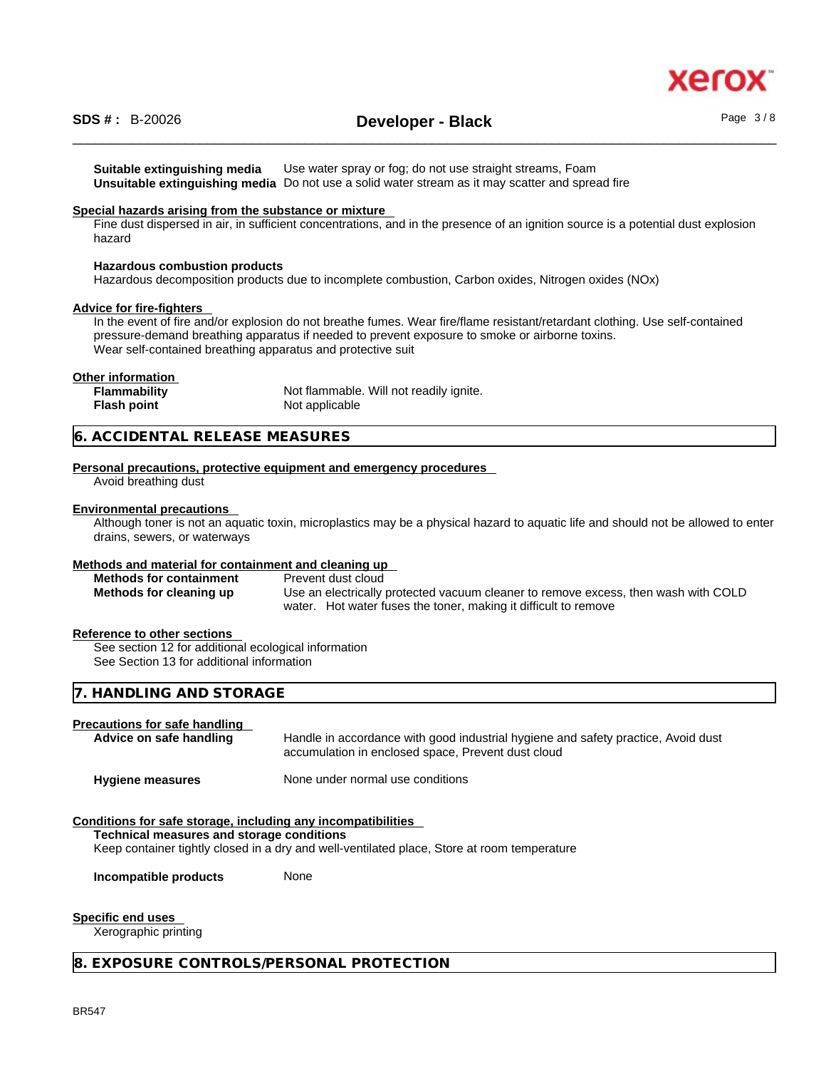**Suitable extinguishing media** Use water spray or fog; do not use straight streams, Foam
**Unsuitable extinguishing media** Do not use a solid water stream as it may scatter and spread fire

**Special hazards arising from the substance or mixture**

Fine dust dispersed in air, in sufficient concentrations, and in the presence of an ignition source is a potential dust explosion hazard

**Hazardous combustion products**

Hazardous decomposition products due to incomplete combustion, Carbon oxides, Nitrogen oxides (NOx)

**Advice for fire-fighters**

In the event of fire and/or explosion do not breathe fumes. Wear fire/flame resistant/retardant clothing. Use self-contained pressure-demand breathing apparatus if needed to prevent exposure to smoke or airborne toxins.
Wear self-contained breathing apparatus and protective suit

**Other information**

**Flammability** Not flammable. Will not readily ignite.
**Flash point** Not applicable

## 6. ACCIDENTAL RELEASE MEASURES

**Personal precautions, protective equipment and emergency procedures**

Avoid breathing dust

**Environmental precautions**

Although toner is not an aquatic toxin, microplastics may be a physical hazard to aquatic life and should not be allowed to enter drains, sewers, or waterways

**Methods and material for containment and cleaning up**

**Methods for containment** Prevent dust cloud
**Methods for cleaning up** Use an electrically protected vacuum cleaner to remove excess, then wash with COLD water. Hot water fuses the toner, making it difficult to remove

**Reference to other sections**

See section 12 for additional ecological information
See Section 13 for additional information

## 7. HANDLING AND STORAGE

**Precautions for safe handling**

**Advice on safe handling** Handle in accordance with good industrial hygiene and safety practice, Avoid dust accumulation in enclosed space, Prevent dust cloud

**Hygiene measures** None under normal use conditions

**Conditions for safe storage, including any incompatibilities**

**Technical measures and storage conditions**
Keep container tightly closed in a dry and well-ventilated place, Store at room temperature

**Incompatible products** None

**Specific end uses**

Xerographic printing

## 8. EXPOSURE CONTROLS/PERSONAL PROTECTION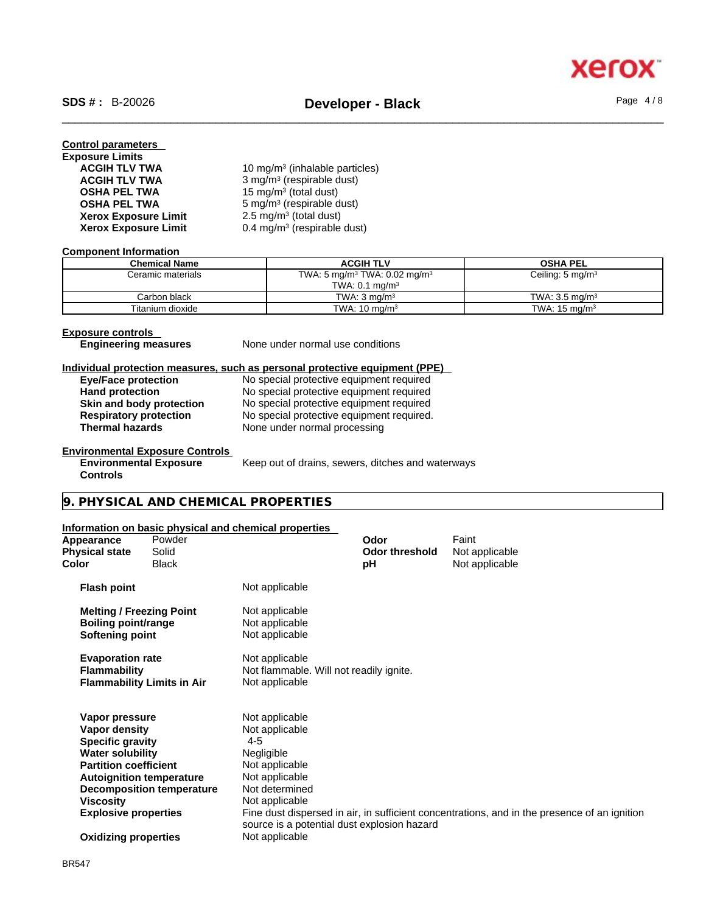**Control parameters**

**Exposure Limits**

| | |
|---|---|
| **ACGIH TLV TWA** | 10 mg/m³ (inhalable particles) |
| **ACGIH TLV TWA** | 3 mg/m³ (respirable dust) |
| **OSHA PEL TWA** | 15 mg/m³ (total dust) |
| **OSHA PEL TWA** | 5 mg/m³ (respirable dust) |
| **Xerox Exposure Limit** | 2.5 mg/m³ (total dust) |
| **Xerox Exposure Limit** | 0.4 mg/m³ (respirable dust) |

**Component Information**

| Chemical Name | ACGIH TLV | OSHA PEL |
|---|---|---|
| Ceramic materials | TWA: 5 mg/m³ TWA: 0.02 mg/m³ TWA: 0.1 mg/m³ | Ceiling: 5 mg/m³ |
| Carbon black | TWA: 3 mg/m³ | TWA: 3.5 mg/m³ |
| Titanium dioxide | TWA: 10 mg/m³ | TWA: 15 mg/m³ |

**Exposure controls**

**Engineering measures** None under normal use conditions

**Individual protection measures, such as personal protective equipment (PPE)**

| | |
|---|---|
| **Eye/Face protection** | No special protective equipment required |
| **Hand protection** | No special protective equipment required |
| **Skin and body protection** | No special protective equipment required |
| **Respiratory protection** | No special protective equipment required. |
| **Thermal hazards** | None under normal processing |

**Environmental Exposure Controls**

**Environmental Exposure Controls** Keep out of drains, sewers, ditches and waterways

## 9. PHYSICAL AND CHEMICAL PROPERTIES

**Information on basic physical and chemical properties**

| | | | |
|---|---|---|---|
| **Appearance** | Powder | **Odor** | Faint |
| **Physical state** | Solid | **Odor threshold** | Not applicable |
| **Color** | Black | **pH** | Not applicable |

| | |
|---|---|
| **Flash point** | Not applicable |
| **Melting / Freezing Point** | Not applicable |
| **Boiling point/range** | Not applicable |
| **Softening point** | Not applicable |
| **Evaporation rate** | Not applicable |
| **Flammability** | Not flammable. Will not readily ignite. |
| **Flammability Limits in Air** | Not applicable |
| **Vapor pressure** | Not applicable |
| **Vapor density** | Not applicable |
| **Specific gravity** | 4-5 |
| **Water solubility** | Negligible |
| **Partition coefficient** | Not applicable |
| **Autoignition temperature** | Not applicable |
| **Decomposition temperature** | Not determined |
| **Viscosity** | Not applicable |
| **Explosive properties** | Fine dust dispersed in air, in sufficient concentrations, and in the presence of an ignition source is a potential dust explosion hazard |
| **Oxidizing properties** | Not applicable |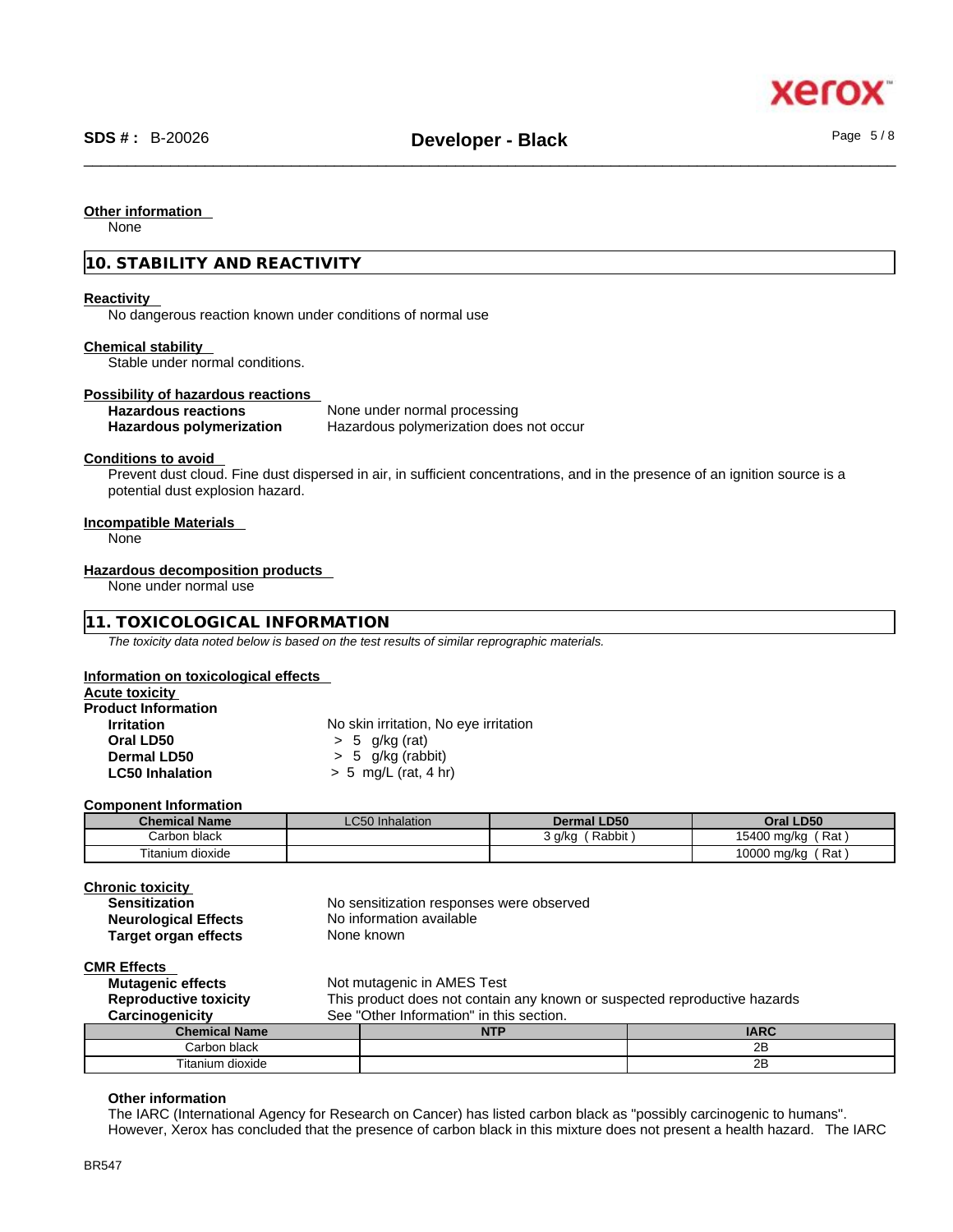**Other information**

None

## 10. STABILITY AND REACTIVITY

**Reactivity**

No dangerous reaction known under conditions of normal use

**Chemical stability**

Stable under normal conditions.

**Possibility of hazardous reactions**

**Hazardous reactions** None under normal processing
**Hazardous polymerization** Hazardous polymerization does not occur

**Conditions to avoid**

Prevent dust cloud. Fine dust dispersed in air, in sufficient concentrations, and in the presence of an ignition source is a potential dust explosion hazard.

**Incompatible Materials**

None

**Hazardous decomposition products**

None under normal use

## 11. TOXICOLOGICAL INFORMATION

*The toxicity data noted below is based on the test results of similar reprographic materials.*

**Information on toxicological effects**

**Acute toxicity**

**Product Information**

**Irritation** No skin irritation, No eye irritation
**Oral LD50** > 5 g/kg (rat)
**Dermal LD50** > 5 g/kg (rabbit)
**LC50 Inhalation** > 5 mg/L (rat, 4 hr)

**Component Information**

| Chemical Name | LC50 Inhalation | Dermal LD50 | Oral LD50 |
|---|---|---|---|
| Carbon black | | 3 g/kg ( Rabbit ) | 15400 mg/kg ( Rat ) |
| Titanium dioxide | | | 10000 mg/kg ( Rat ) |

**Chronic toxicity**

**Sensitization** No sensitization responses were observed
**Neurological Effects** No information available
**Target organ effects** None known

**CMR Effects**

**Mutagenic effects** Not mutagenic in AMES Test
**Reproductive toxicity** This product does not contain any known or suspected reproductive hazards
**Carcinogenicity** See "Other Information" in this section.

| Chemical Name | NTP | IARC |
|---|---|---|
| Carbon black | | 2B |
| Titanium dioxide | | 2B |

**Other information**

The IARC (International Agency for Research on Cancer) has listed carbon black as "possibly carcinogenic to humans". However, Xerox has concluded that the presence of carbon black in this mixture does not present a health hazard. The IARC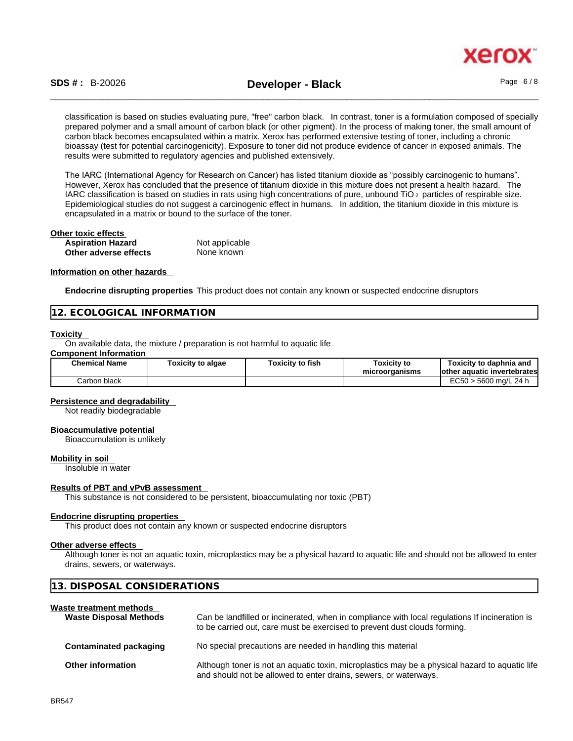classification is based on studies evaluating pure, "free" carbon black. In contrast, toner is a formulation composed of specially prepared polymer and a small amount of carbon black (or other pigment). In the process of making toner, the small amount of carbon black becomes encapsulated within a matrix. Xerox has performed extensive testing of toner, including a chronic bioassay (test for potential carcinogenicity). Exposure to toner did not produce evidence of cancer in exposed animals. The results were submitted to regulatory agencies and published extensively.

The IARC (International Agency for Research on Cancer) has listed titanium dioxide as "possibly carcinogenic to humans". However, Xerox has concluded that the presence of titanium dioxide in this mixture does not present a health hazard. The IARC classification is based on studies in rats using high concentrations of pure, unbound $TiO_2$ particles of respirable size. Epidemiological studies do not suggest a carcinogenic effect in humans. In addition, the titanium dioxide in this mixture is encapsulated in a matrix or bound to the surface of the toner.

**Other toxic effects**

**Aspiration Hazard** Not applicable
**Other adverse effects** None known

**Information on other hazards**

**Endocrine disrupting properties** This product does not contain any known or suspected endocrine disruptors

## 12. ECOLOGICAL INFORMATION

**Toxicity**

On available data, the mixture / preparation is not harmful to aquatic life

**Component Information**

| Chemical Name | Toxicity to algae | Toxicity to fish | Toxicity to microorganisms | Toxicity to daphnia and other aquatic invertebrates |
|---|---|---|---|---|
| Carbon black | | | | EC50 > 5600 mg/L 24 h |

**Persistence and degradability**

Not readily biodegradable

**Bioaccumulative potential**

Bioaccumulation is unlikely

**Mobility in soil**

Insoluble in water

**Results of PBT and vPvB assessment**

This substance is not considered to be persistent, bioaccumulating nor toxic (PBT)

**Endocrine disrupting properties**

This product does not contain any known or suspected endocrine disruptors

**Other adverse effects**

Although toner is not an aquatic toxin, microplastics may be a physical hazard to aquatic life and should not be allowed to enter drains, sewers, or waterways.

## 13. DISPOSAL CONSIDERATIONS

**Waste treatment methods**

**Waste Disposal Methods** Can be landfilled or incinerated, when in compliance with local regulations If incineration is to be carried out, care must be exercised to prevent dust clouds forming.

**Contaminated packaging** No special precautions are needed in handling this material

**Other information** Although toner is not an aquatic toxin, microplastics may be a physical hazard to aquatic life and should not be allowed to enter drains, sewers, or waterways.

BR547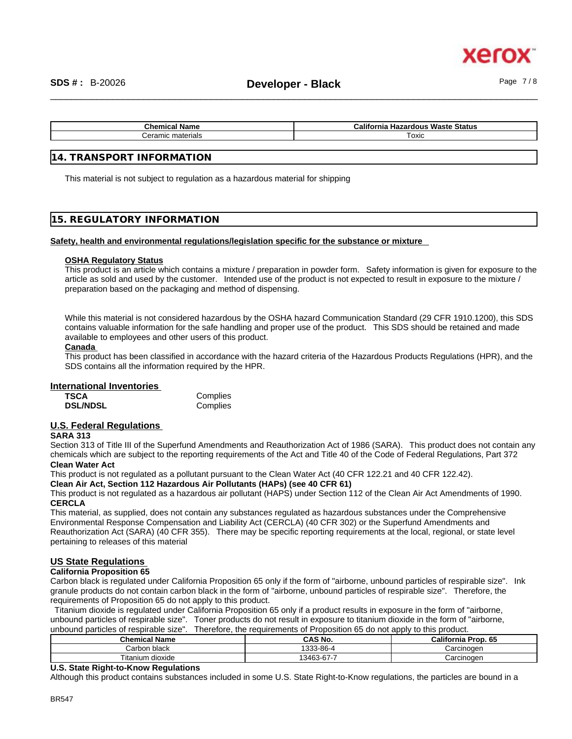| Chemical Name | California Hazardous Waste Status |
| --- | --- |
| Ceramic materials | Toxic |

## 14. TRANSPORT INFORMATION

This material is not subject to regulation as a hazardous material for shipping

## 15. REGULATORY INFORMATION

**Safety, health and environmental regulations/legislation specific for the substance or mixture**

**OSHA Regulatory Status**

This product is an article which contains a mixture / preparation in powder form. Safety information is given for exposure to the article as sold and used by the customer. Intended use of the product is not expected to result in exposure to the mixture / preparation based on the packaging and method of dispensing.

While this material is not considered hazardous by the OSHA hazard Communication Standard (29 CFR 1910.1200), this SDS contains valuable information for the safe handling and proper use of the product. This SDS should be retained and made available to employees and other users of this product.

**Canada**

This product has been classified in accordance with the hazard criteria of the Hazardous Products Regulations (HPR), and the SDS contains all the information required by the HPR.

### International Inventories

| | |
| --- | --- |
| **TSCA** | Complies |
| **DSL/NDSL** | Complies |

### U.S. Federal Regulations

**SARA 313**

Section 313 of Title III of the Superfund Amendments and Reauthorization Act of 1986 (SARA). This product does not contain any chemicals which are subject to the reporting requirements of the Act and Title 40 of the Code of Federal Regulations, Part 372

**Clean Water Act**

This product is not regulated as a pollutant pursuant to the Clean Water Act (40 CFR 122.21 and 40 CFR 122.42).

**Clean Air Act, Section 112 Hazardous Air Pollutants (HAPs) (see 40 CFR 61)**

This product is not regulated as a hazardous air pollutant (HAPS) under Section 112 of the Clean Air Act Amendments of 1990.

**CERCLA**

This material, as supplied, does not contain any substances regulated as hazardous substances under the Comprehensive Environmental Response Compensation and Liability Act (CERCLA) (40 CFR 302) or the Superfund Amendments and Reauthorization Act (SARA) (40 CFR 355). There may be specific reporting requirements at the local, regional, or state level pertaining to releases of this material

### US State Regulations

**California Proposition 65**

Carbon black is regulated under California Proposition 65 only if the form of "airborne, unbound particles of respirable size". Ink granule products do not contain carbon black in the form of "airborne, unbound particles of respirable size". Therefore, the requirements of Proposition 65 do not apply to this product.

Titanium dioxide is regulated under California Proposition 65 only if a product results in exposure in the form of "airborne, unbound particles of respirable size". Toner products do not result in exposure to titanium dioxide in the form of "airborne, unbound particles of respirable size". Therefore, the requirements of Proposition 65 do not apply to this product.

| Chemical Name | CAS No. | California Prop. 65 |
| --- | --- | --- |
| Carbon black | 1333-86-4 | Carcinogen |
| Titanium dioxide | 13463-67-7 | Carcinogen |

**U.S. State Right-to-Know Regulations**

Although this product contains substances included in some U.S. State Right-to-Know regulations, the particles are bound in a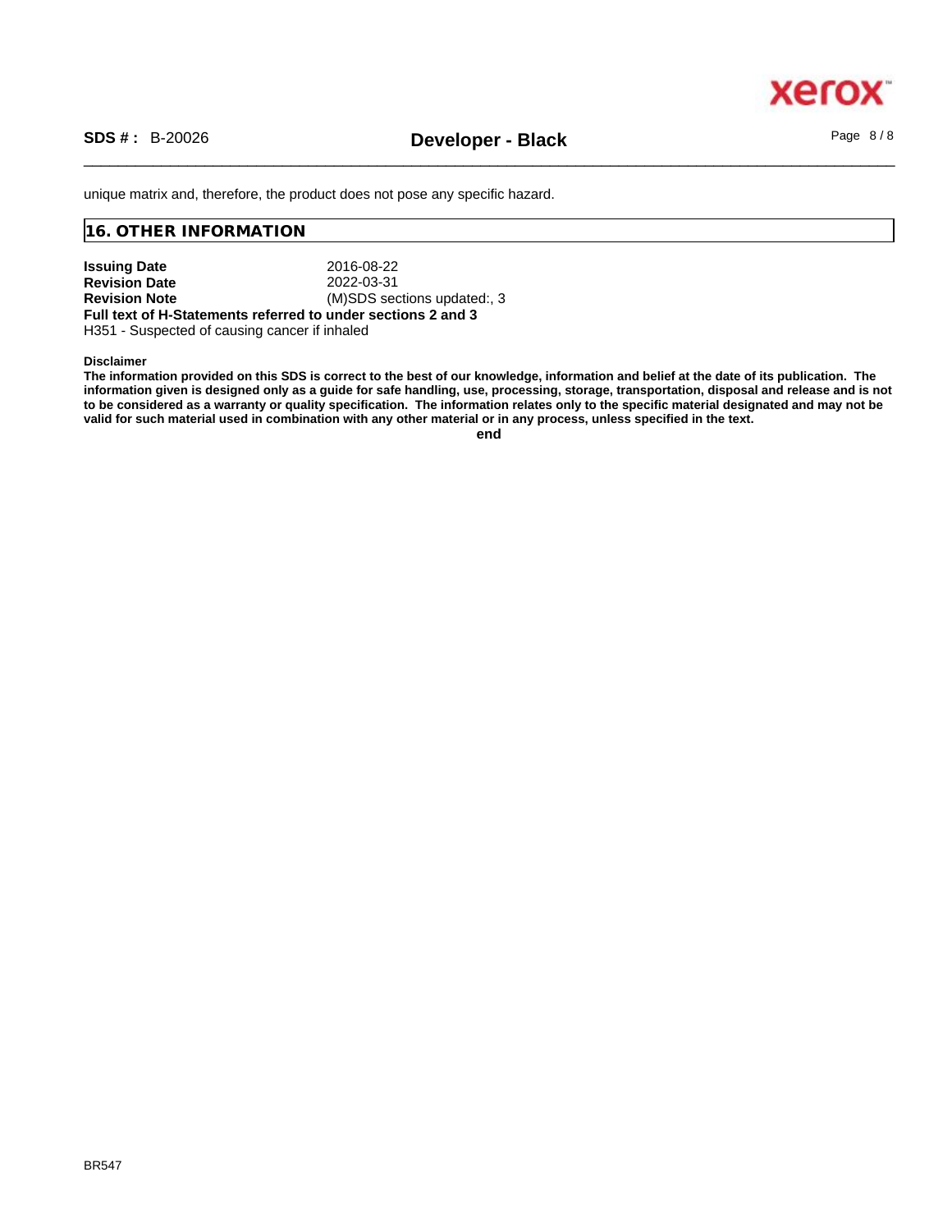unique matrix and, therefore, the product does not pose any specific hazard.

## 16. OTHER INFORMATION

**Issuing Date** 2016-08-22
**Revision Date** 2022-03-31
**Revision Note** (M)SDS sections updated:, 3
**Full text of H-Statements referred to under sections 2 and 3**
H351 - Suspected of causing cancer if inhaled

**Disclaimer**
**The information provided on this SDS is correct to the best of our knowledge, information and belief at the date of its publication. The information given is designed only as a guide for safe handling, use, processing, storage, transportation, disposal and release and is not to be considered as a warranty or quality specification. The information relates only to the specific material designated and may not be valid for such material used in combination with any other material or in any process, unless specified in the text.**

**end**